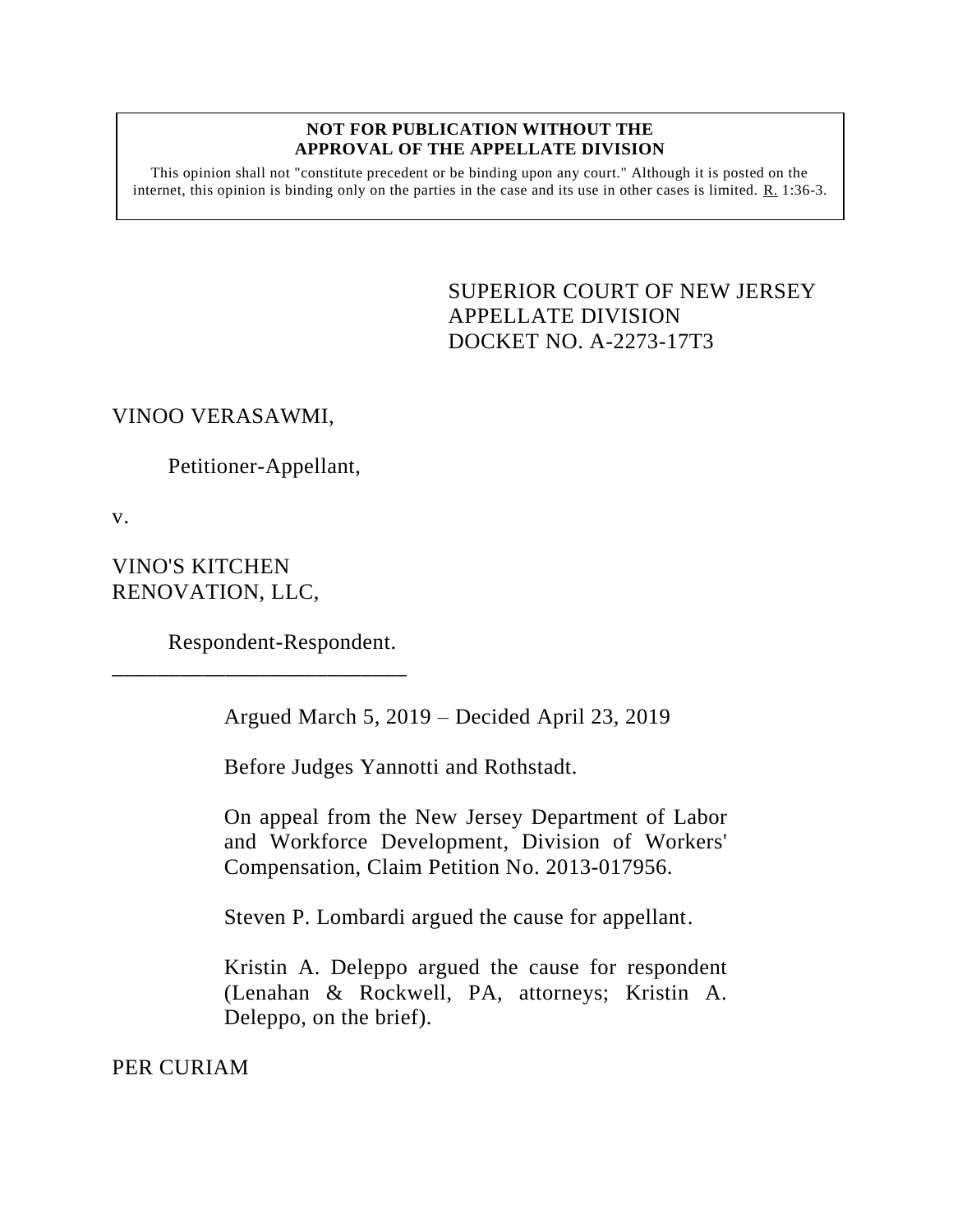**NOT FOR PUBLICATION WITHOUT THE APPROVAL OF THE APPELLATE DIVISION**

This opinion shall not "constitute precedent or be binding upon any court." Although it is posted on the internet, this opinion is binding only on the parties in the case and its use in other cases is limited. R. 1:36-3.

SUPERIOR COURT OF NEW JERSEY
APPELLATE DIVISION
DOCKET NO. A-2273-17T3

VINOO VERASAWMI,

Petitioner-Appellant,

v.

VINO'S KITCHEN RENOVATION, LLC,

Respondent-Respondent.

---

Argued March 5, 2019 – Decided April 23, 2019

Before Judges Yannotti and Rothstadt.

On appeal from the New Jersey Department of Labor and Workforce Development, Division of Workers' Compensation, Claim Petition No. 2013-017956.

Steven P. Lombardi argued the cause for appellant.

Kristin A. Deleppo argued the cause for respondent (Lenahan & Rockwell, PA, attorneys; Kristin A. Deleppo, on the brief).

PER CURIAM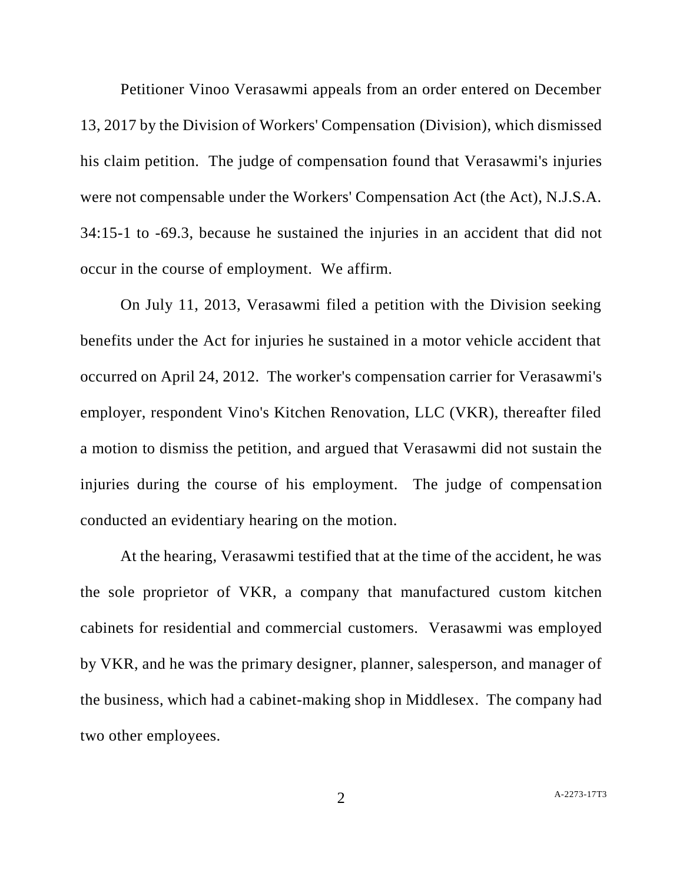Petitioner Vinoo Verasawmi appeals from an order entered on December 13, 2017 by the Division of Workers' Compensation (Division), which dismissed his claim petition. The judge of compensation found that Verasawmi's injuries were not compensable under the Workers' Compensation Act (the Act), N.J.S.A. 34:15-1 to -69.3, because he sustained the injuries in an accident that did not occur in the course of employment. We affirm.

On July 11, 2013, Verasawmi filed a petition with the Division seeking benefits under the Act for injuries he sustained in a motor vehicle accident that occurred on April 24, 2012. The worker's compensation carrier for Verasawmi's employer, respondent Vino's Kitchen Renovation, LLC (VKR), thereafter filed a motion to dismiss the petition, and argued that Verasawmi did not sustain the injuries during the course of his employment. The judge of compensation conducted an evidentiary hearing on the motion.

At the hearing, Verasawmi testified that at the time of the accident, he was the sole proprietor of VKR, a company that manufactured custom kitchen cabinets for residential and commercial customers. Verasawmi was employed by VKR, and he was the primary designer, planner, salesperson, and manager of the business, which had a cabinet-making shop in Middlesex. The company had two other employees.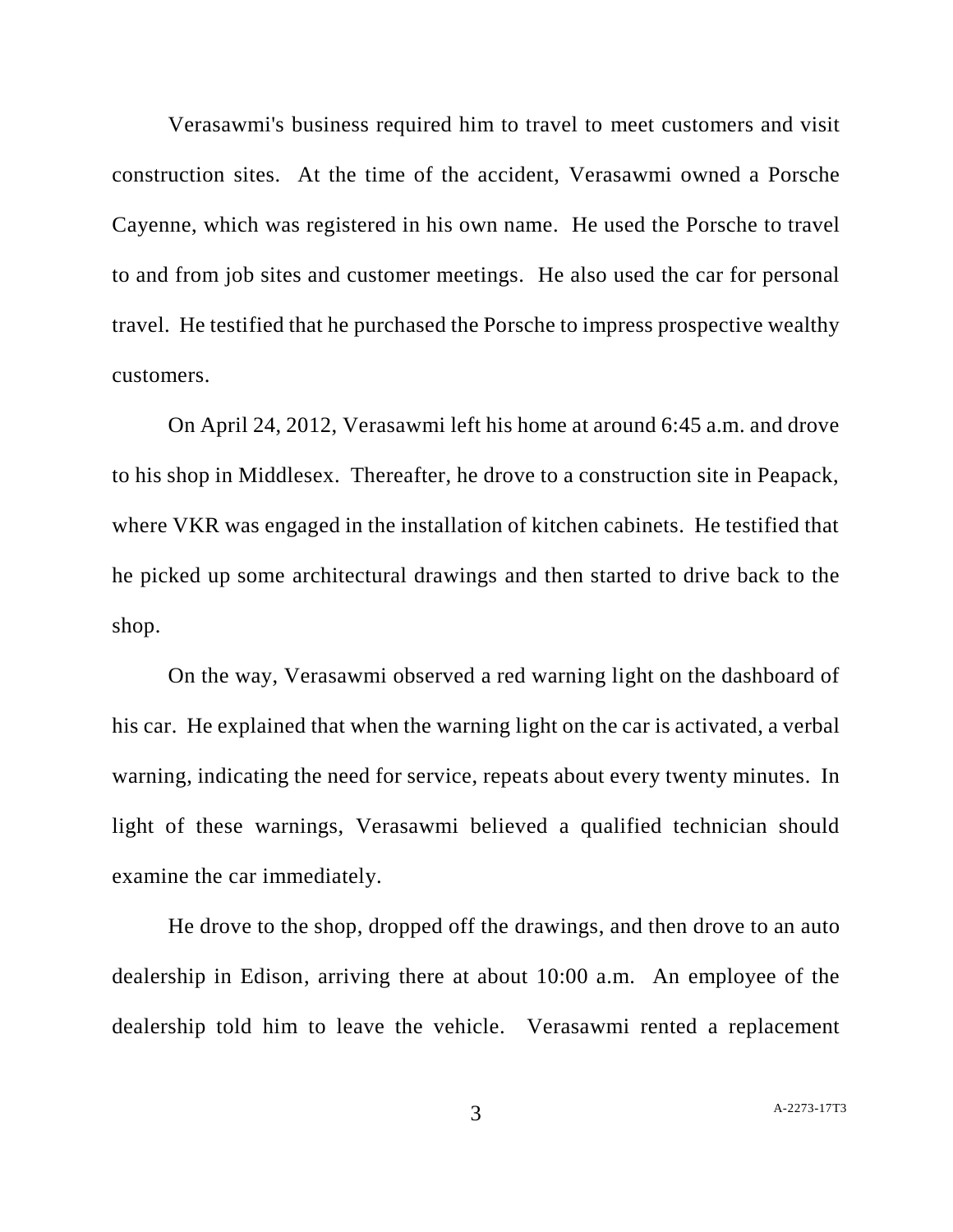Verasawmi's business required him to travel to meet customers and visit construction sites. At the time of the accident, Verasawmi owned a Porsche Cayenne, which was registered in his own name. He used the Porsche to travel to and from job sites and customer meetings. He also used the car for personal travel. He testified that he purchased the Porsche to impress prospective wealthy customers.

On April 24, 2012, Verasawmi left his home at around 6:45 a.m. and drove to his shop in Middlesex. Thereafter, he drove to a construction site in Peapack, where VKR was engaged in the installation of kitchen cabinets. He testified that he picked up some architectural drawings and then started to drive back to the shop.

On the way, Verasawmi observed a red warning light on the dashboard of his car. He explained that when the warning light on the car is activated, a verbal warning, indicating the need for service, repeats about every twenty minutes. In light of these warnings, Verasawmi believed a qualified technician should examine the car immediately.

He drove to the shop, dropped off the drawings, and then drove to an auto dealership in Edison, arriving there at about 10:00 a.m. An employee of the dealership told him to leave the vehicle. Verasawmi rented a replacement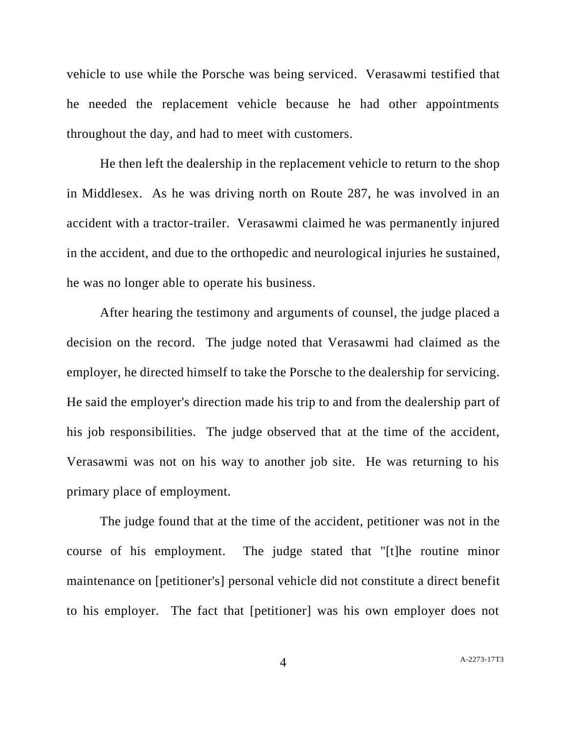vehicle to use while the Porsche was being serviced. Verasawmi testified that he needed the replacement vehicle because he had other appointments throughout the day, and had to meet with customers.

He then left the dealership in the replacement vehicle to return to the shop in Middlesex. As he was driving north on Route 287, he was involved in an accident with a tractor-trailer. Verasawmi claimed he was permanently injured in the accident, and due to the orthopedic and neurological injuries he sustained, he was no longer able to operate his business.

After hearing the testimony and arguments of counsel, the judge placed a decision on the record. The judge noted that Verasawmi had claimed as the employer, he directed himself to take the Porsche to the dealership for servicing. He said the employer's direction made his trip to and from the dealership part of his job responsibilities. The judge observed that at the time of the accident, Verasawmi was not on his way to another job site. He was returning to his primary place of employment.

The judge found that at the time of the accident, petitioner was not in the course of his employment. The judge stated that "[t]he routine minor maintenance on [petitioner's] personal vehicle did not constitute a direct benefit to his employer. The fact that [petitioner] was his own employer does not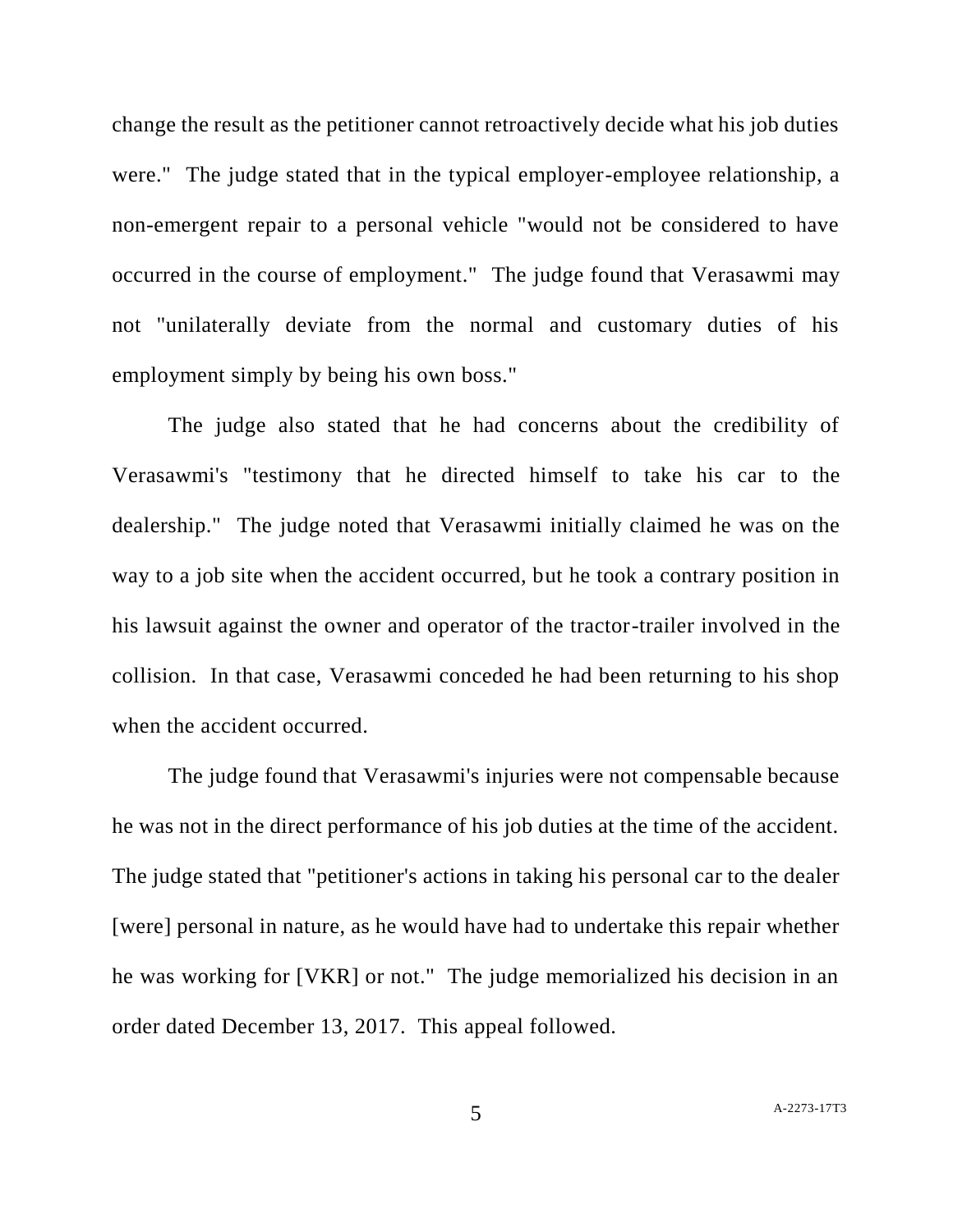change the result as the petitioner cannot retroactively decide what his job duties were." The judge stated that in the typical employer-employee relationship, a non-emergent repair to a personal vehicle "would not be considered to have occurred in the course of employment." The judge found that Verasawmi may not "unilaterally deviate from the normal and customary duties of his employment simply by being his own boss."

The judge also stated that he had concerns about the credibility of Verasawmi's "testimony that he directed himself to take his car to the dealership." The judge noted that Verasawmi initially claimed he was on the way to a job site when the accident occurred, but he took a contrary position in his lawsuit against the owner and operator of the tractor-trailer involved in the collision. In that case, Verasawmi conceded he had been returning to his shop when the accident occurred.

The judge found that Verasawmi's injuries were not compensable because he was not in the direct performance of his job duties at the time of the accident. The judge stated that "petitioner's actions in taking his personal car to the dealer [were] personal in nature, as he would have had to undertake this repair whether he was working for [VKR] or not." The judge memorialized his decision in an order dated December 13, 2017. This appeal followed.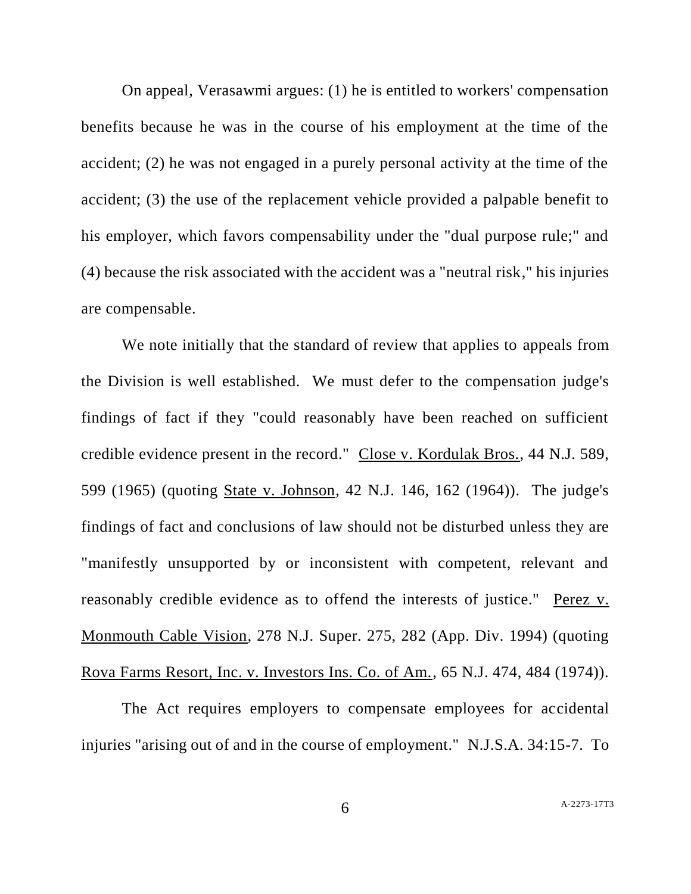On appeal, Verasawmi argues: (1) he is entitled to workers' compensation benefits because he was in the course of his employment at the time of the accident; (2) he was not engaged in a purely personal activity at the time of the accident; (3) the use of the replacement vehicle provided a palpable benefit to his employer, which favors compensability under the "dual purpose rule;" and (4) because the risk associated with the accident was a "neutral risk," his injuries are compensable.

We note initially that the standard of review that applies to appeals from the Division is well established. We must defer to the compensation judge's findings of fact if they "could reasonably have been reached on sufficient credible evidence present in the record." Close v. Kordulak Bros., 44 N.J. 589, 599 (1965) (quoting State v. Johnson, 42 N.J. 146, 162 (1964)). The judge's findings of fact and conclusions of law should not be disturbed unless they are "manifestly unsupported by or inconsistent with competent, relevant and reasonably credible evidence as to offend the interests of justice." Perez v. Monmouth Cable Vision, 278 N.J. Super. 275, 282 (App. Div. 1994) (quoting Rova Farms Resort, Inc. v. Investors Ins. Co. of Am., 65 N.J. 474, 484 (1974)).

The Act requires employers to compensate employees for accidental injuries "arising out of and in the course of employment." N.J.S.A. 34:15-7. To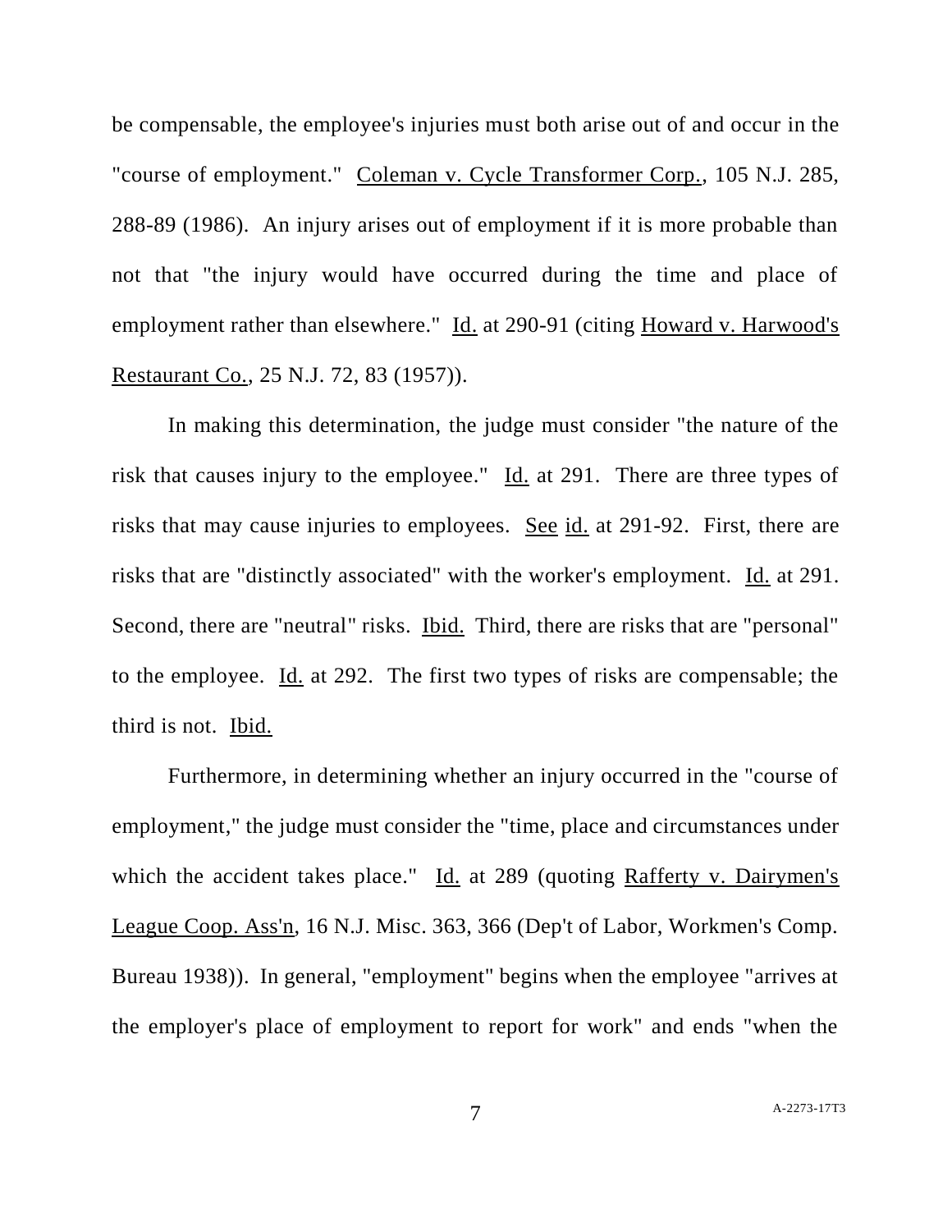be compensable, the employee's injuries must both arise out of and occur in the "course of employment." Coleman v. Cycle Transformer Corp., 105 N.J. 285, 288-89 (1986). An injury arises out of employment if it is more probable than not that "the injury would have occurred during the time and place of employment rather than elsewhere." Id. at 290-91 (citing Howard v. Harwood's Restaurant Co., 25 N.J. 72, 83 (1957)).

In making this determination, the judge must consider "the nature of the risk that causes injury to the employee." Id. at 291. There are three types of risks that may cause injuries to employees. See id. at 291-92. First, there are risks that are "distinctly associated" with the worker's employment. Id. at 291. Second, there are "neutral" risks. Ibid. Third, there are risks that are "personal" to the employee. Id. at 292. The first two types of risks are compensable; the third is not. Ibid.

Furthermore, in determining whether an injury occurred in the "course of employment," the judge must consider the "time, place and circumstances under which the accident takes place." Id. at 289 (quoting Rafferty v. Dairymen's League Coop. Ass'n, 16 N.J. Misc. 363, 366 (Dep't of Labor, Workmen's Comp. Bureau 1938)). In general, "employment" begins when the employee "arrives at the employer's place of employment to report for work" and ends "when the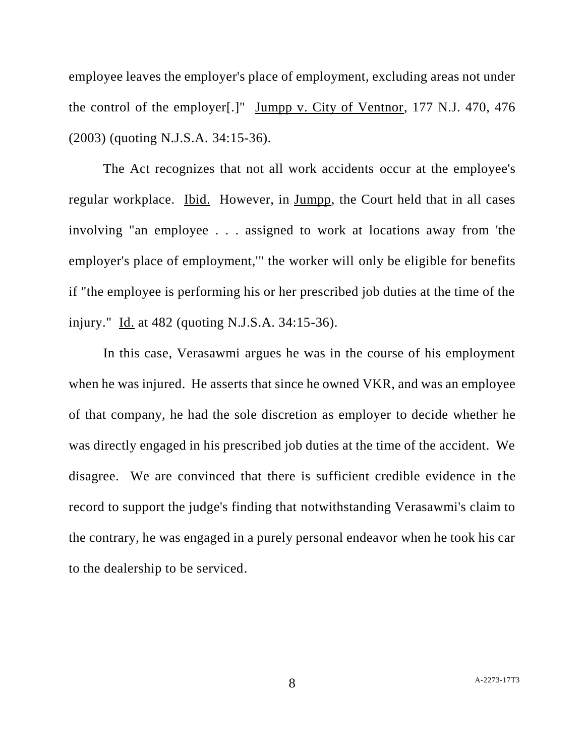employee leaves the employer's place of employment, excluding areas not under the control of the employer[.]" Jumpp v. City of Ventnor, 177 N.J. 470, 476 (2003) (quoting N.J.S.A. 34:15-36).

The Act recognizes that not all work accidents occur at the employee's regular workplace. Ibid. However, in Jumpp, the Court held that in all cases involving "an employee . . . assigned to work at locations away from 'the employer's place of employment,'" the worker will only be eligible for benefits if "the employee is performing his or her prescribed job duties at the time of the injury." Id. at 482 (quoting N.J.S.A. 34:15-36).

In this case, Verasawmi argues he was in the course of his employment when he was injured. He asserts that since he owned VKR, and was an employee of that company, he had the sole discretion as employer to decide whether he was directly engaged in his prescribed job duties at the time of the accident. We disagree. We are convinced that there is sufficient credible evidence in the record to support the judge's finding that notwithstanding Verasawmi's claim to the contrary, he was engaged in a purely personal endeavor when he took his car to the dealership to be serviced.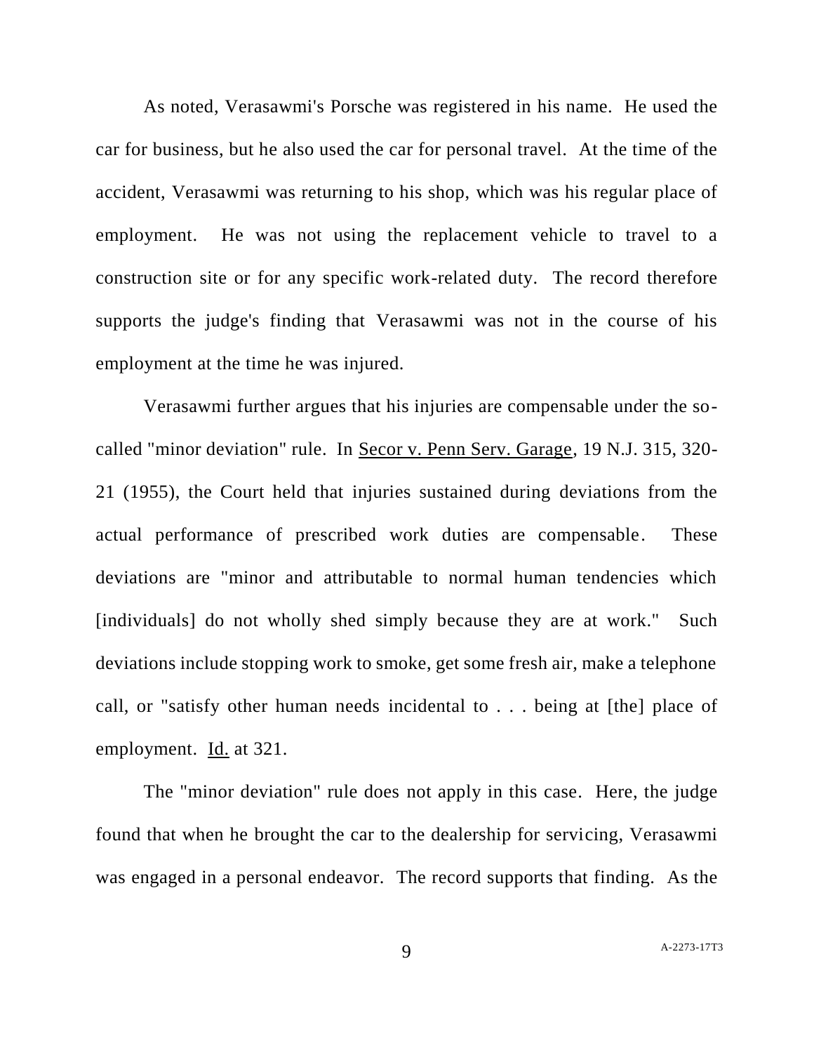As noted, Verasawmi's Porsche was registered in his name. He used the car for business, but he also used the car for personal travel. At the time of the accident, Verasawmi was returning to his shop, which was his regular place of employment. He was not using the replacement vehicle to travel to a construction site or for any specific work-related duty. The record therefore supports the judge's finding that Verasawmi was not in the course of his employment at the time he was injured.

Verasawmi further argues that his injuries are compensable under the so-called "minor deviation" rule. In <u>Secor v. Penn Serv. Garage</u>, 19 N.J. 315, 320-21 (1955), the Court held that injuries sustained during deviations from the actual performance of prescribed work duties are compensable. These deviations are "minor and attributable to normal human tendencies which [individuals] do not wholly shed simply because they are at work." Such deviations include stopping work to smoke, get some fresh air, make a telephone call, or "satisfy other human needs incidental to . . . being at [the] place of employment. <u>Id.</u> at 321.

The "minor deviation" rule does not apply in this case. Here, the judge found that when he brought the car to the dealership for servicing, Verasawmi was engaged in a personal endeavor. The record supports that finding. As the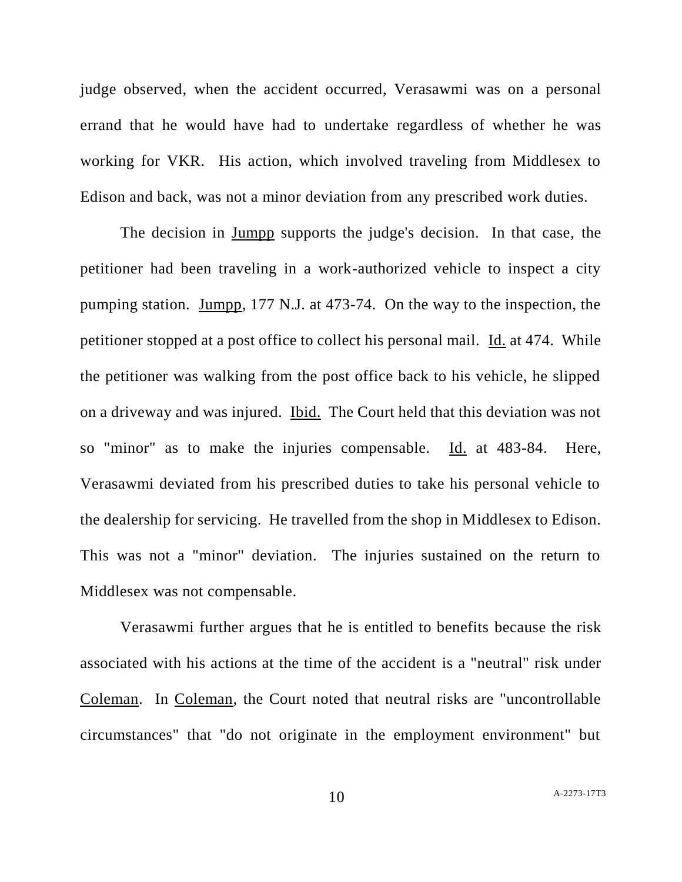judge observed, when the accident occurred, Verasawmi was on a personal errand that he would have had to undertake regardless of whether he was working for VKR. His action, which involved traveling from Middlesex to Edison and back, was not a minor deviation from any prescribed work duties.

The decision in Jumpp supports the judge's decision. In that case, the petitioner had been traveling in a work-authorized vehicle to inspect a city pumping station. Jumpp, 177 N.J. at 473-74. On the way to the inspection, the petitioner stopped at a post office to collect his personal mail. Id. at 474. While the petitioner was walking from the post office back to his vehicle, he slipped on a driveway and was injured. Ibid. The Court held that this deviation was not so "minor" as to make the injuries compensable. Id. at 483-84. Here, Verasawmi deviated from his prescribed duties to take his personal vehicle to the dealership for servicing. He travelled from the shop in Middlesex to Edison. This was not a "minor" deviation. The injuries sustained on the return to Middlesex was not compensable.

Verasawmi further argues that he is entitled to benefits because the risk associated with his actions at the time of the accident is a "neutral" risk under Coleman. In Coleman, the Court noted that neutral risks are "uncontrollable circumstances" that "do not originate in the employment environment" but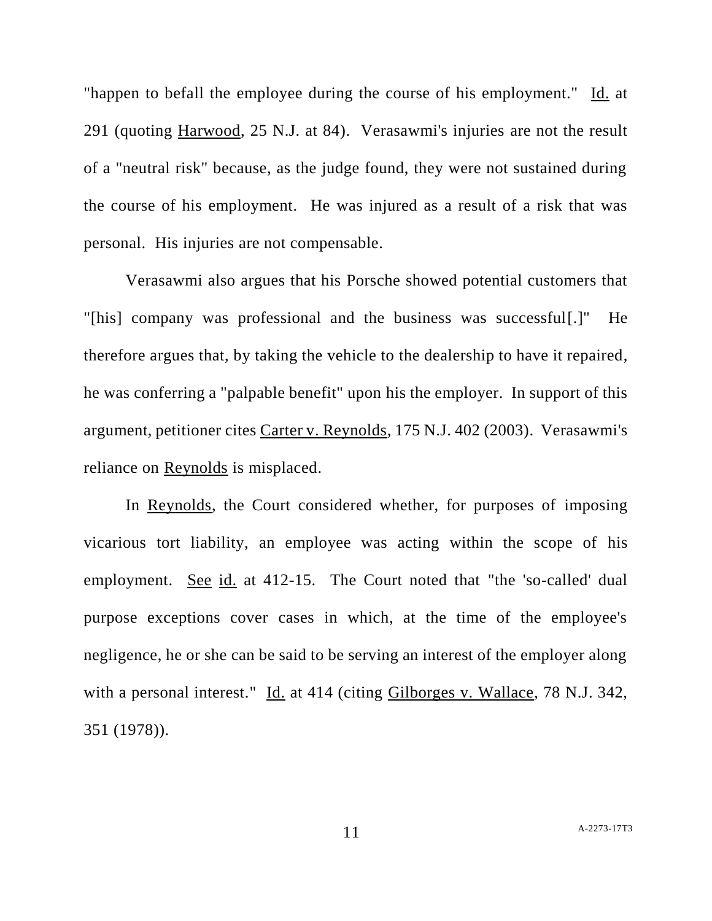"happen to befall the employee during the course of his employment." Id. at 291 (quoting Harwood, 25 N.J. at 84). Verasawmi's injuries are not the result of a "neutral risk" because, as the judge found, they were not sustained during the course of his employment. He was injured as a result of a risk that was personal. His injuries are not compensable.

Verasawmi also argues that his Porsche showed potential customers that "[his] company was professional and the business was successful[.]" He therefore argues that, by taking the vehicle to the dealership to have it repaired, he was conferring a "palpable benefit" upon his the employer. In support of this argument, petitioner cites Carter v. Reynolds, 175 N.J. 402 (2003). Verasawmi's reliance on Reynolds is misplaced.

In Reynolds, the Court considered whether, for purposes of imposing vicarious tort liability, an employee was acting within the scope of his employment. See id. at 412-15. The Court noted that "the 'so-called' dual purpose exceptions cover cases in which, at the time of the employee's negligence, he or she can be said to be serving an interest of the employer along with a personal interest." Id. at 414 (citing Gilborges v. Wallace, 78 N.J. 342, 351 (1978)).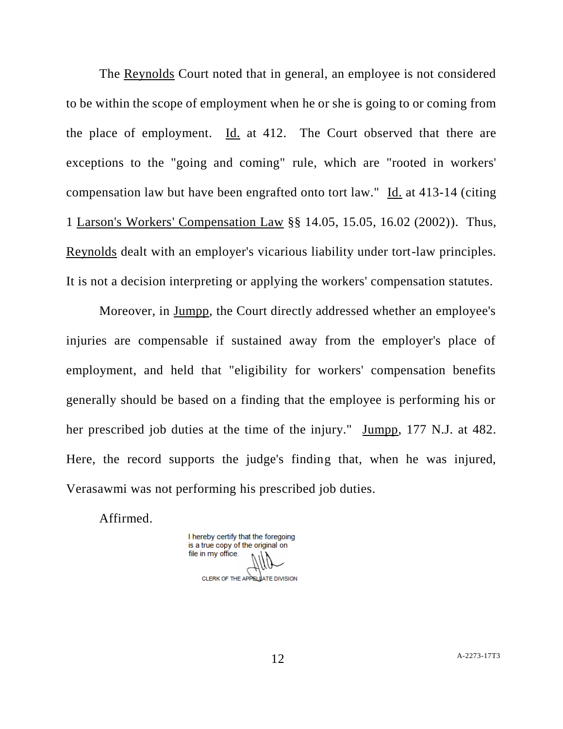The Reynolds Court noted that in general, an employee is not considered to be within the scope of employment when he or she is going to or coming from the place of employment. Id. at 412. The Court observed that there are exceptions to the "going and coming" rule, which are "rooted in workers' compensation law but have been engrafted onto tort law." Id. at 413-14 (citing 1 Larson's Workers' Compensation Law §§ 14.05, 15.05, 16.02 (2002)). Thus, Reynolds dealt with an employer's vicarious liability under tort-law principles. It is not a decision interpreting or applying the workers' compensation statutes.

Moreover, in Jumpp, the Court directly addressed whether an employee's injuries are compensable if sustained away from the employer's place of employment, and held that "eligibility for workers' compensation benefits generally should be based on a finding that the employee is performing his or her prescribed job duties at the time of the injury." Jumpp, 177 N.J. at 482. Here, the record supports the judge's finding that, when he was injured, Verasawmi was not performing his prescribed job duties.

Affirmed.

I hereby certify that the foregoing is a true copy of the original on file in my office.

CLERK OF THE APPELLATE DIVISION